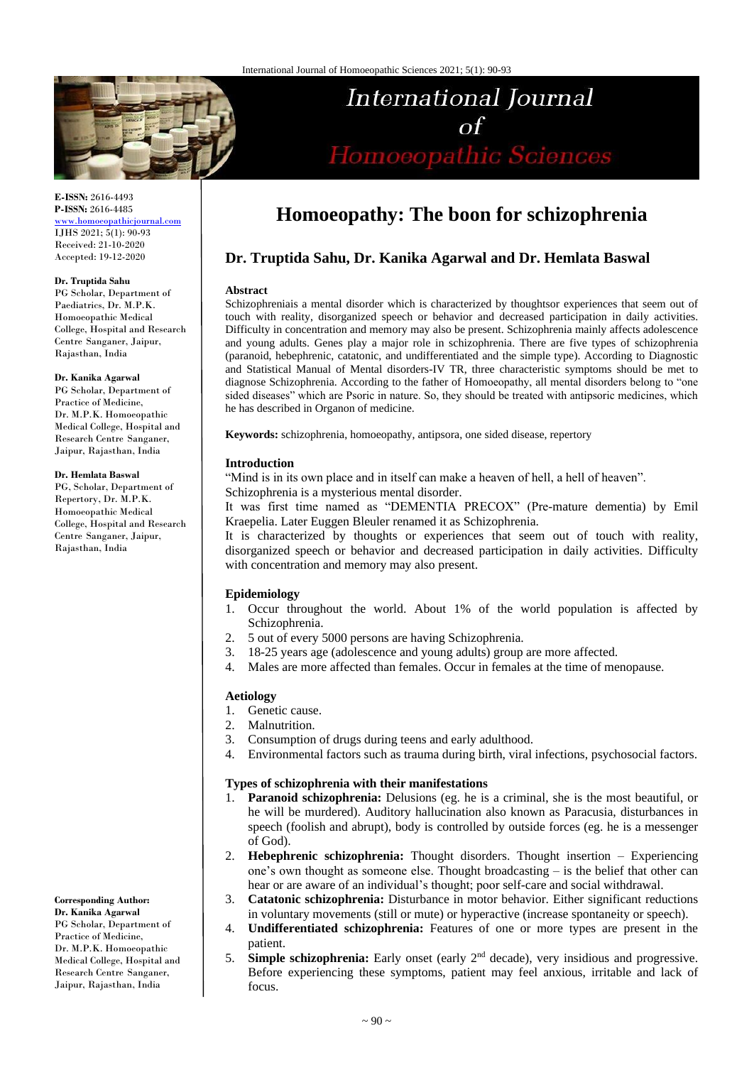E-ISSN: 2616-4493
P-ISSN: 2616-4485
www.homoeopathicjournal.com
IJHS 2021; 5(1): 90-93
Received: 21-10-2020
Accepted: 19-12-2020

**Dr. Truptida Sahu**
PG Scholar, Department of Paediatrics, Dr. M.P.K. Homoeopathic Medical College, Hospital and Research Centre Sanganer, Jaipur, Rajasthan, India

**Dr. Kanika Agarwal**
PG Scholar, Department of Practice of Medicine, Dr. M.P.K. Homoeopathic Medical College, Hospital and Research Centre Sanganer, Jaipur, Rajasthan, India

**Dr. Hemlata Baswal**
PG, Scholar, Department of Repertory, Dr. M.P.K. Homoeopathic Medical College, Hospital and Research Centre Sanganer, Jaipur, Rajasthan, India

**Corresponding Author:**
**Dr. Kanika Agarwal**
PG Scholar, Department of Practice of Medicine, Dr. M.P.K. Homoeopathic Medical College, Hospital and Research Centre Sanganer, Jaipur, Rajasthan, India

# Homoeopathy: The boon for schizophrenia

## Dr. Truptida Sahu, Dr. Kanika Agarwal and Dr. Hemlata Baswal

### Abstract

Schizophreniais a mental disorder which is characterized by thoughtsor experiences that seem out of touch with reality, disorganized speech or behavior and decreased participation in daily activities. Difficulty in concentration and memory may also be present. Schizophrenia mainly affects adolescence and young adults. Genes play a major role in schizophrenia. There are five types of schizophrenia (paranoid, hebephrenic, catatonic, and undifferentiated and the simple type). According to Diagnostic and Statistical Manual of Mental disorders-IV TR, three characteristic symptoms should be met to diagnose Schizophrenia. According to the father of Homoeopathy, all mental disorders belong to "one sided diseases" which are Psoric in nature. So, they should be treated with antipsoric medicines, which he has described in Organon of medicine.

**Keywords:** schizophrenia, homoeopathy, antipsora, one sided disease, repertory

### Introduction

"Mind is in its own place and in itself can make a heaven of hell, a hell of heaven".

Schizophrenia is a mysterious mental disorder.

It was first time named as "DEMENTIA PRECOX" (Pre-mature dementia) by Emil Kraepelia. Later Euggen Bleuler renamed it as Schizophrenia.

It is characterized by thoughts or experiences that seem out of touch with reality, disorganized speech or behavior and decreased participation in daily activities. Difficulty with concentration and memory may also present.

### Epidemiology

1. Occur throughout the world. About 1% of the world population is affected by Schizophrenia.
2. 5 out of every 5000 persons are having Schizophrenia.
3. 18-25 years age (adolescence and young adults) group are more affected.
4. Males are more affected than females. Occur in females at the time of menopause.

### Aetiology

1. Genetic cause.
2. Malnutrition.
3. Consumption of drugs during teens and early adulthood.
4. Environmental factors such as trauma during birth, viral infections, psychosocial factors.

### Types of schizophrenia with their manifestations

1. **Paranoid schizophrenia:** Delusions (eg. he is a criminal, she is the most beautiful, or he will be murdered). Auditory hallucination also known as Paracusia, disturbances in speech (foolish and abrupt), body is controlled by outside forces (eg. he is a messenger of God).
2. **Hebephrenic schizophrenia:** Thought disorders. Thought insertion – Experiencing one's own thought as someone else. Thought broadcasting – is the belief that other can hear or are aware of an individual's thought; poor self-care and social withdrawal.
3. **Catatonic schizophrenia:** Disturbance in motor behavior. Either significant reductions in voluntary movements (still or mute) or hyperactive (increase spontaneity or speech).
4. **Undifferentiated schizophrenia:** Features of one or more types are present in the patient.
5. **Simple schizophrenia:** Early onset (early 2nd decade), very insidious and progressive. Before experiencing these symptoms, patient may feel anxious, irritable and lack of focus.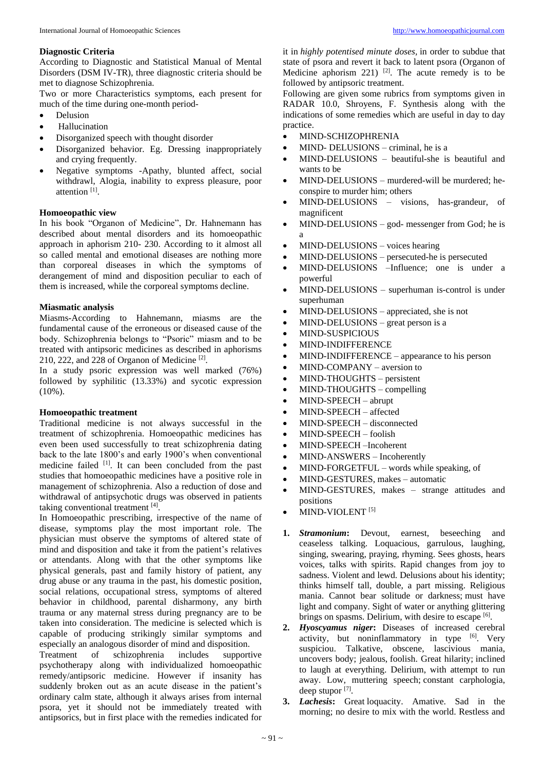### Diagnostic Criteria

According to Diagnostic and Statistical Manual of Mental Disorders (DSM IV-TR), three diagnostic criteria should be met to diagnose Schizophrenia.

Two or more Characteristics symptoms, each present for much of the time during one-month period-

- Delusion
- Hallucination
- Disorganized speech with thought disorder
- Disorganized behavior. Eg. Dressing inappropriately and crying frequently.
- Negative symptoms -Apathy, blunted affect, social withdrawl, Alogia, inability to express pleasure, poor attention [1].

### Homoeopathic view

In his book "Organon of Medicine", Dr. Hahnemann has described about mental disorders and its homoeopathic approach in aphorism 210- 230. According to it almost all so called mental and emotional diseases are nothing more than corporeal diseases in which the symptoms of derangement of mind and disposition peculiar to each of them is increased, while the corporeal symptoms decline.

### Miasmatic analysis

Miasms-According to Hahnemann, miasms are the fundamental cause of the erroneous or diseased cause of the body. Schizophrenia belongs to "Psoric" miasm and to be treated with antipsoric medicines as described in aphorisms 210, 222, and 228 of Organon of Medicine [2].

In a study psoric expression was well marked (76%) followed by syphilitic (13.33%) and sycotic expression (10%).

### Homoeopathic treatment

Traditional medicine is not always successful in the treatment of schizophrenia. Homoeopathic medicines has even been used successfully to treat schizophrenia dating back to the late 1800's and early 1900's when conventional medicine failed [1]. It can been concluded from the past studies that homoeopathic medicines have a positive role in management of schizophrenia. Also a reduction of dose and withdrawal of antipsychotic drugs was observed in patients taking conventional treatment [4].

In Homoeopathic prescribing, irrespective of the name of disease, symptoms play the most important role. The physician must observe the symptoms of altered state of mind and disposition and take it from the patient's relatives or attendants. Along with that the other symptoms like physical generals, past and family history of patient, any drug abuse or any trauma in the past, his domestic position, social relations, occupational stress, symptoms of altered behavior in childhood, parental disharmony, any birth trauma or any maternal stress during pregnancy are to be taken into consideration. The medicine is selected which is capable of producing strikingly similar symptoms and especially an analogous disorder of mind and disposition.

Treatment of schizophrenia includes supportive psychotherapy along with individualized homoeopathic remedy/antipsoric medicine. However if insanity has suddenly broken out as an acute disease in the patient's ordinary calm state, although it always arises from internal psora, yet it should not be immediately treated with antipsorics, but in first place with the remedies indicated for it in *highly potentised minute doses*, in order to subdue that state of psora and revert it back to latent psora (Organon of Medicine aphorism 221) [2]. The acute remedy is to be followed by antipsoric treatment.

Following are given some rubrics from symptoms given in RADAR 10.0, Shroyens, F. Synthesis along with the indications of some remedies which are useful in day to day practice.

- MIND-SCHIZOPHRENIA
- MIND- DELUSIONS – criminal, he is a
- MIND-DELUSIONS – beautiful-she is beautiful and wants to be
- MIND-DELUSIONS – murdered-will be murdered; he-conspire to murder him; others
- MIND-DELUSIONS – visions, has-grandeur, of magnificent
- MIND-DELUSIONS – god- messenger from God; he is a
- MIND-DELUSIONS – voices hearing
- MIND-DELUSIONS – persecuted-he is persecuted
- MIND-DELUSIONS –Influence; one is under a powerful
- MIND-DELUSIONS – superhuman is-control is under superhuman
- MIND-DELUSIONS – appreciated, she is not
- MIND-DELUSIONS – great person is a
- MIND-SUSPICIOUS
- MIND-INDIFFERENCE
- MIND-INDIFFERENCE – appearance to his person
- MIND-COMPANY – aversion to
- MIND-THOUGHTS – persistent
- MIND-THOUGHTS – compelling
- MIND-SPEECH – abrupt
- MIND-SPEECH – affected
- MIND-SPEECH – disconnected
- MIND-SPEECH – foolish
- MIND-SPEECH –Incoherent
- MIND-ANSWERS – Incoherently
- MIND-FORGETFUL – words while speaking, of
- MIND-GESTURES, makes – automatic
- MIND-GESTURES, makes – strange attitudes and positions
- MIND-VIOLENT [5]

1. ***Stramonium*:** Devout, earnest, beseeching and ceaseless talking. Loquacious, garrulous, laughing, singing, swearing, praying, rhyming. Sees ghosts, hears voices, talks with spirits. Rapid changes from joy to sadness. Violent and lewd. Delusions about his identity; thinks himself tall, double, a part missing. Religious mania. Cannot bear solitude or darkness; must have light and company. Sight of water or anything glittering brings on spasms. Delirium, with desire to escape [6].
2. ***Hyoscyamus niger*:** Diseases of increased cerebral activity, but noninflammatory in type [6]. Very suspiciou. Talkative, obscene, lascivious mania, uncovers body; jealous, foolish. Great hilarity; inclined to laugh at everything. Delirium, with attempt to run away. Low, muttering speech; constant carphologia, deep stupor [7].
3. ***Lachesis*:** Great loquacity. Amative. Sad in the morning; no desire to mix with the world. Restless and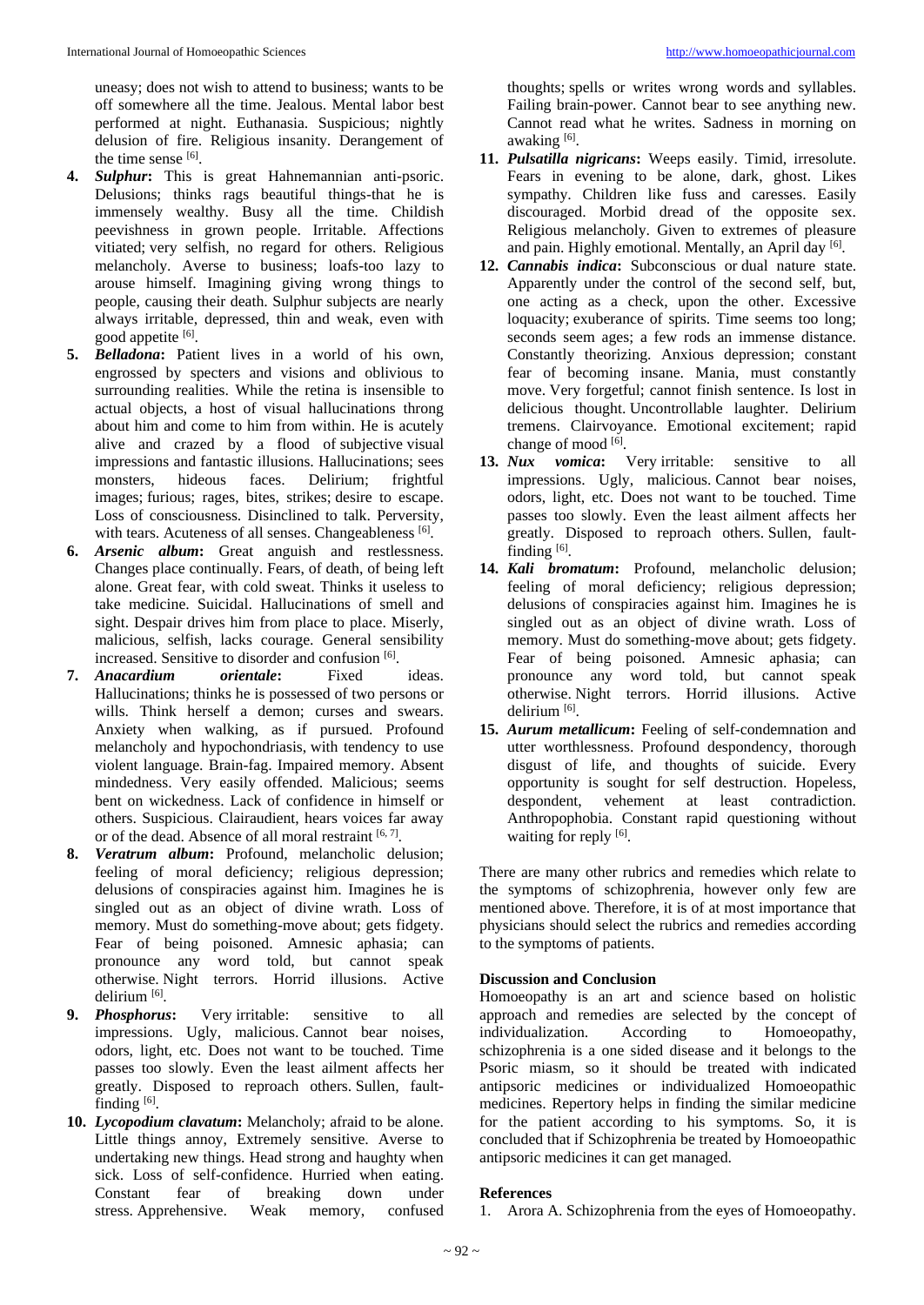uneasy; does not wish to attend to business; wants to be off somewhere all the time. Jealous. Mental labor best performed at night. Euthanasia. Suspicious; nightly delusion of fire. Religious insanity. Derangement of the time sense [6].

4. ***Sulphur*:** This is great Hahnemannian anti-psoric. Delusions; thinks rags beautiful things-that he is immensely wealthy. Busy all the time. Childish peevishness in grown people. Irritable. Affections vitiated; very selfish, no regard for others. Religious melancholy. Averse to business; loafs-too lazy to arouse himself. Imagining giving wrong things to people, causing their death. Sulphur subjects are nearly always irritable, depressed, thin and weak, even with good appetite [6].
5. ***Belladona*:** Patient lives in a world of his own, engrossed by specters and visions and oblivious to surrounding realities. While the retina is insensible to actual objects, a host of visual hallucinations throng about him and come to him from within. He is acutely alive and crazed by a flood of subjective visual impressions and fantastic illusions. Hallucinations; sees monsters, hideous faces. Delirium; frightful images; furious; rages, bites, strikes; desire to escape. Loss of consciousness. Disinclined to talk. Perversity, with tears. Acuteness of all senses. Changeableness [6].
6. ***Arsenic album*:** Great anguish and restlessness. Changes place continually. Fears, of death, of being left alone. Great fear, with cold sweat. Thinks it useless to take medicine. Suicidal. Hallucinations of smell and sight. Despair drives him from place to place. Miserly, malicious, selfish, lacks courage. General sensibility increased. Sensitive to disorder and confusion [6].
7. ***Anacardium orientale*:** Fixed ideas. Hallucinations; thinks he is possessed of two persons or wills. Think herself a demon; curses and swears. Anxiety when walking, as if pursued. Profound melancholy and hypochondriasis, with tendency to use violent language. Brain-fag. Impaired memory. Absent mindedness. Very easily offended. Malicious; seems bent on wickedness. Lack of confidence in himself or others. Suspicious. Clairaudient, hears voices far away or of the dead. Absence of all moral restraint [6, 7].
8. ***Veratrum album*:** Profound, melancholic delusion; feeling of moral deficiency; religious depression; delusions of conspiracies against him. Imagines he is singled out as an object of divine wrath. Loss of memory. Must do something-move about; gets fidgety. Fear of being poisoned. Amnesic aphasia; can pronounce any word told, but cannot speak otherwise. Night terrors. Horrid illusions. Active delirium [6].
9. ***Phosphorus*:** Very irritable: sensitive to all impressions. Ugly, malicious. Cannot bear noises, odors, light, etc. Does not want to be touched. Time passes too slowly. Even the least ailment affects her greatly. Disposed to reproach others. Sullen, fault-finding [6].
10. ***Lycopodium clavatum*:** Melancholy; afraid to be alone. Little things annoy, Extremely sensitive. Averse to undertaking new things. Head strong and haughty when sick. Loss of self-confidence. Hurried when eating. Constant fear of breaking down under stress. Apprehensive. Weak memory, confused thoughts; spells or writes wrong words and syllables. Failing brain-power. Cannot bear to see anything new. Cannot read what he writes. Sadness in morning on awaking [6].
11. ***Pulsatilla nigricans*:** Weeps easily. Timid, irresolute. Fears in evening to be alone, dark, ghost. Likes sympathy. Children like fuss and caresses. Easily discouraged. Morbid dread of the opposite sex. Religious melancholy. Given to extremes of pleasure and pain. Highly emotional. Mentally, an April day [6].
12. ***Cannabis indica*:** Subconscious or dual nature state. Apparently under the control of the second self, but, one acting as a check, upon the other. Excessive loquacity; exuberance of spirits. Time seems too long; seconds seem ages; a few rods an immense distance. Constantly theorizing. Anxious depression; constant fear of becoming insane. Mania, must constantly move. Very forgetful; cannot finish sentence. Is lost in delicious thought. Uncontrollable laughter. Delirium tremens. Clairvoyance. Emotional excitement; rapid change of mood [6].
13. ***Nux vomica*:** Very irritable: sensitive to all impressions. Ugly, malicious. Cannot bear noises, odors, light, etc. Does not want to be touched. Time passes too slowly. Even the least ailment affects her greatly. Disposed to reproach others. Sullen, fault-finding [6].
14. ***Kali bromatum*:** Profound, melancholic delusion; feeling of moral deficiency; religious depression; delusions of conspiracies against him. Imagines he is singled out as an object of divine wrath. Loss of memory. Must do something-move about; gets fidgety. Fear of being poisoned. Amnesic aphasia; can pronounce any word told, but cannot speak otherwise. Night terrors. Horrid illusions. Active delirium [6].
15. ***Aurum metallicum*:** Feeling of self-condemnation and utter worthlessness. Profound despondency, thorough disgust of life, and thoughts of suicide. Every opportunity is sought for self destruction. Hopeless, despondent, vehement at least contradiction. Anthropophobia. Constant rapid questioning without waiting for reply [6].

There are many other rubrics and remedies which relate to the symptoms of schizophrenia, however only few are mentioned above. Therefore, it is of at most importance that physicians should select the rubrics and remedies according to the symptoms of patients.

### Discussion and Conclusion

Homoeopathy is an art and science based on holistic approach and remedies are selected by the concept of individualization. According to Homoeopathy, schizophrenia is a one sided disease and it belongs to the Psoric miasm, so it should be treated with indicated antipsoric medicines or individualized Homoeopathic medicines. Repertory helps in finding the similar medicine for the patient according to his symptoms. So, it is concluded that if Schizophrenia be treated by Homoeopathic antipsoric medicines it can get managed.

### References

1. Arora A. Schizophrenia from the eyes of Homoeopathy.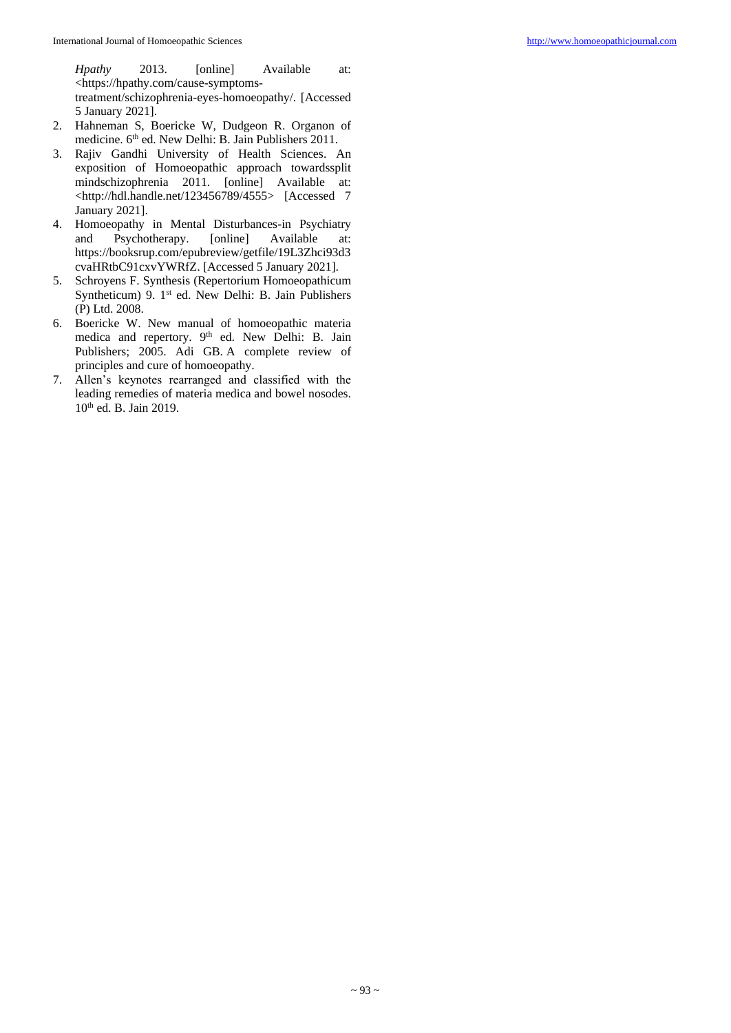*Hpathy* 2013. [online] Available at: <https://hpathy.com/cause-symptoms-treatment/schizophrenia-eyes-homoeopathy/. [Accessed 5 January 2021].

2. Hahneman S, Boericke W, Dudgeon R. Organon of medicine. 6th ed. New Delhi: B. Jain Publishers 2011.
3. Rajiv Gandhi University of Health Sciences. An exposition of Homoeopathic approach towardssplit mindschizophrenia 2011. [online] Available at: <http://hdl.handle.net/123456789/4555> [Accessed 7 January 2021].
4. Homoeopathy in Mental Disturbances-in Psychiatry and Psychotherapy. [online] Available at: https://booksrup.com/epubreview/getfile/19L3Zhci93d3cvaHRtbC91cxvYWRfZ. [Accessed 5 January 2021].
5. Schroyens F. Synthesis (Repertorium Homoeopathicum Syntheticum) 9. 1st ed. New Delhi: B. Jain Publishers (P) Ltd. 2008.
6. Boericke W. New manual of homoeopathic materia medica and repertory. 9th ed. New Delhi: B. Jain Publishers; 2005. Adi GB. A complete review of principles and cure of homoeopathy.
7. Allen's keynotes rearranged and classified with the leading remedies of materia medica and bowel nosodes. 10th ed. B. Jain 2019.